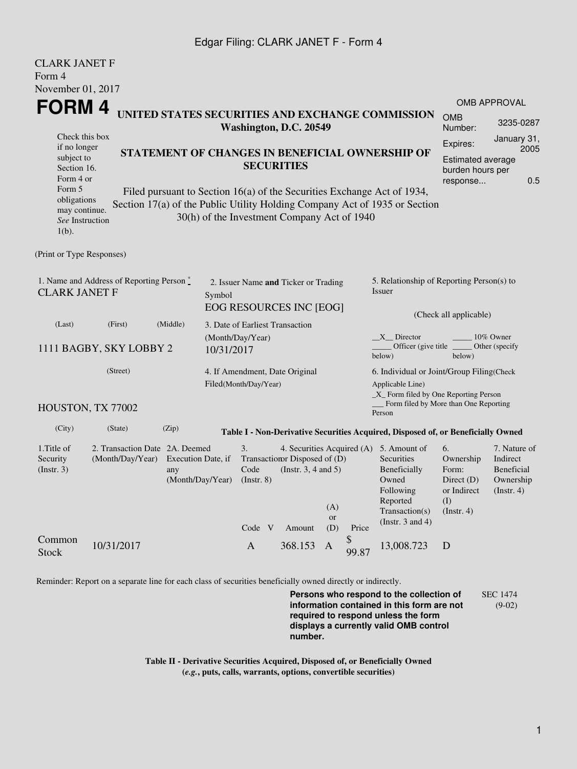Edgar Filing: CLARK JANET F - Form 4

CLARK JANET F
Form 4
November 01, 2017

# FORM 4

**UNITED STATES SECURITIES AND EXCHANGE COMMISSION**
**Washington, D.C. 20549**

| OMB APPROVAL | |
|---|---|
| OMB Number: | 3235-0287 |
| Expires: | January 31, 2005 |
| Estimated average burden hours per response... | 0.5 |

Check this box if no longer subject to Section 16. Form 4 or Form 5 obligations may continue. *See* Instruction 1(b).

**STATEMENT OF CHANGES IN BENEFICIAL OWNERSHIP OF SECURITIES**

Filed pursuant to Section 16(a) of the Securities Exchange Act of 1934, Section 17(a) of the Public Utility Holding Company Act of 1935 or Section 30(h) of the Investment Company Act of 1940

(Print or Type Responses)

1. Name and Address of Reporting Person *
CLARK JANET F

(Last) (First) (Middle)

1111 BAGBY, SKY LOBBY 2

(Street)

HOUSTON, TX 77002

(City) (State) (Zip)

2. Issuer Name **and** Ticker or Trading Symbol
EOG RESOURCES INC [EOG]

3. Date of Earliest Transaction (Month/Day/Year)
10/31/2017

4. If Amendment, Date Original Filed(Month/Day/Year)

5. Relationship of Reporting Person(s) to Issuer

(Check all applicable)

__X__ Director _____ 10% Owner
_____ Officer (give title below) _____ Other (specify below)

6. Individual or Joint/Group Filing(Check Applicable Line)
_X_ Form filed by One Reporting Person
___ Form filed by More than One Reporting Person

**Table I - Non-Derivative Securities Acquired, Disposed of, or Beneficially Owned**

| 1.Title of Security (Instr. 3) | 2. Transaction Date (Month/Day/Year) | 2A. Deemed Execution Date, if any (Month/Day/Year) | 3. Transaction Code (Instr. 8) | | 4. Securities Acquired (A) or Disposed of (D) (Instr. 3, 4 and 5) | | | 5. Amount of Securities Beneficially Owned Following Reported Transaction(s) (Instr. 3 and 4) | 6. Ownership Form: Direct (D) or Indirect (I) (Instr. 4) | 7. Nature of Indirect Beneficial Ownership (Instr. 4) |
|---|---|---|---|---|---|---|---|---|---|---|
| | | | Code | V | Amount | (A) or (D) | Price | | | |
| Common Stock | 10/31/2017 | | A | | 368.153 | A | $ 99.87 | 13,008.723 | D | |

Reminder: Report on a separate line for each class of securities beneficially owned directly or indirectly.

**Persons who respond to the collection of information contained in this form are not required to respond unless the form displays a currently valid OMB control number.**

SEC 1474 (9-02)

**Table II - Derivative Securities Acquired, Disposed of, or Beneficially Owned**
**(*e.g.*, puts, calls, warrants, options, convertible securities)**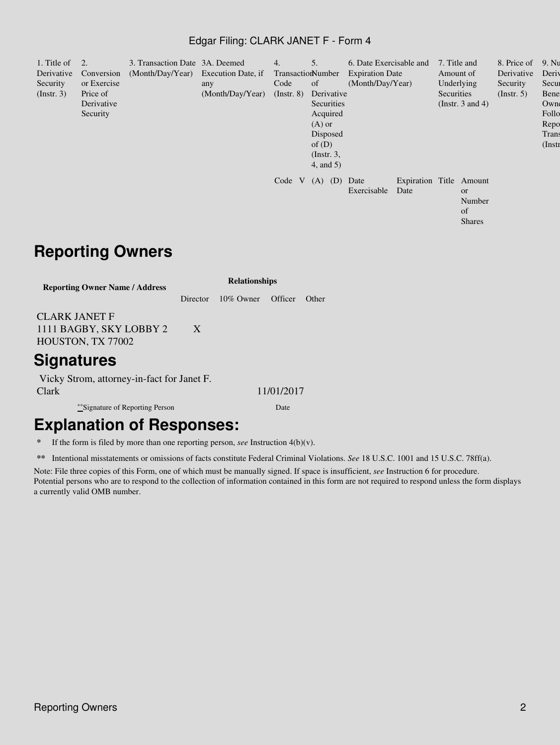| 1. Title of Derivative Security (Instr. 3) | 2. Conversion or Exercise Price of Derivative Security | 3. Transaction Date (Month/Day/Year) | 3A. Deemed Execution Date, if any (Month/Day/Year) | 4. Transaction Code (Instr. 8) | | 5. Number of Derivative Securities Acquired (A) or Disposed of (D) (Instr. 3, 4, and 5) | | 6. Date Exercisable and Expiration Date (Month/Day/Year) | | 7. Title and Amount of Underlying Securities (Instr. 3 and 4) | | 8. Price of Derivative Security (Instr. 5) | 9. Nu Deriv Secur Bene Own Follo Repo Trans (Instr |
|---|---|---|---|---|---|---|---|---|---|---|---|---|---|
| | | | | Code | V | (A) | (D) | Date Exercisable | Expiration Date | Title | Amount or Number of Shares | | |

## Reporting Owners

| Reporting Owner Name / Address | Relationships | | | |
|---|---|---|---|---|
| | Director | 10% Owner | Officer | Other |
| CLARK JANET F<br>1111 BAGBY, SKY LOBBY 2<br>HOUSTON, TX 77002 | X | | | |

## Signatures

| | |
|---|---|
| Vicky Strom, attorney-in-fact for Janet F. Clark | 11/01/2017 |
| **Signature of Reporting Person | Date |

## Explanation of Responses:

\* If the form is filed by more than one reporting person, *see* Instruction 4(b)(v).

\*\* Intentional misstatements or omissions of facts constitute Federal Criminal Violations. *See* 18 U.S.C. 1001 and 15 U.S.C. 78ff(a).

Note: File three copies of this Form, one of which must be manually signed. If space is insufficient, *see* Instruction 6 for procedure.
Potential persons who are to respond to the collection of information contained in this form are not required to respond unless the form displays a currently valid OMB number.